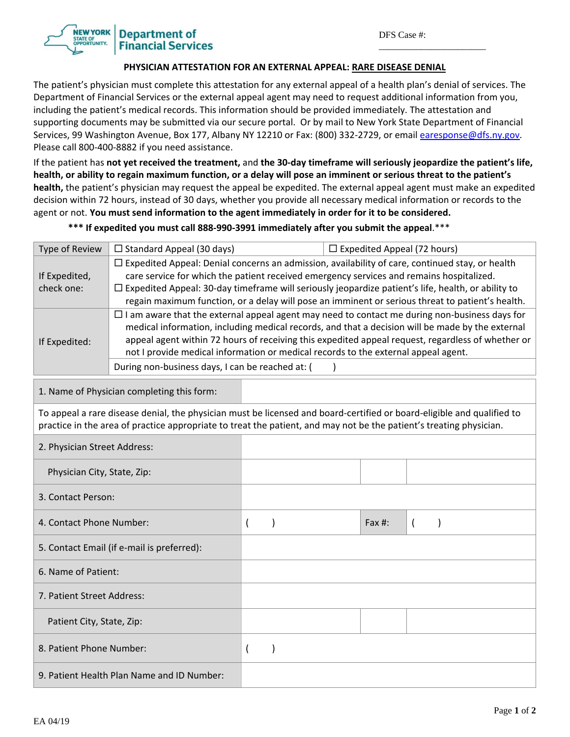New York State of Opportunity | Department of Financial Services

DFS Case #: ______________________

## PHYSICIAN ATTESTATION FOR AN EXTERNAL APPEAL: RARE DISEASE DENIAL

The patient's physician must complete this attestation for any external appeal of a health plan's denial of services. The Department of Financial Services or the external appeal agent may need to request additional information from you, including the patient's medical records. This information should be provided immediately. The attestation and supporting documents may be submitted via our secure portal. Or by mail to New York State Department of Financial Services, 99 Washington Avenue, Box 177, Albany NY 12210 or Fax: (800) 332-2729, or email earesponse@dfs.ny.gov. Please call 800-400-8882 if you need assistance.

If the patient has **not yet received the treatment,** and **the 30-day timeframe will seriously jeopardize the patient's life, health, or ability to regain maximum function, or a delay will pose an imminent or serious threat to the patient's health,** the patient's physician may request the appeal be expedited. The external appeal agent must make an expedited decision within 72 hours, instead of 30 days, whether you provide all necessary medical information or records to the agent or not. **You must send information to the agent immediately in order for it to be considered.**

**\*\*\* If expedited you must call 888-990-3991 immediately after you submit the appeal**.\*\*\*

| | | |
|---|---|---|
| Type of Review | ☐ Standard Appeal (30 days) | ☐ Expedited Appeal (72 hours) |
| If Expedited, check one: | ☐ Expedited Appeal: Denial concerns an admission, availability of care, continued stay, or health care service for which the patient received emergency services and remains hospitalized.<br>☐ Expedited Appeal: 30-day timeframe will seriously jeopardize patient's life, health, or ability to regain maximum function, or a delay will pose an imminent or serious threat to patient's health. | |
| If Expedited: | ☐ I am aware that the external appeal agent may need to contact me during non-business days for medical information, including medical records, and that a decision will be made by the external appeal agent within 72 hours of receiving this expedited appeal request, regardless of whether or not I provide medical information or medical records to the external appeal agent. | |
| | During non-business days, I can be reached at: (     ) | |

| | | | |
|---|---|---|---|
| 1. Name of Physician completing this form: | | | |
| To appeal a rare disease denial, the physician must be licensed and board-certified or board-eligible and qualified to practice in the area of practice appropriate to treat the patient, and may not be the patient's treating physician. | | | |
| 2. Physician Street Address: | | | |
| Physician City, State, Zip: | | | |
| 3. Contact Person: | | | |
| 4. Contact Phone Number: | (     ) | Fax #: | (     ) |
| 5. Contact Email (if e-mail is preferred): | | | |
| 6. Name of Patient: | | | |
| 7. Patient Street Address: | | | |
| Patient City, State, Zip: | | | |
| 8. Patient Phone Number: | (     ) | | |
| 9. Patient Health Plan Name and ID Number: | | | |

EA 04/19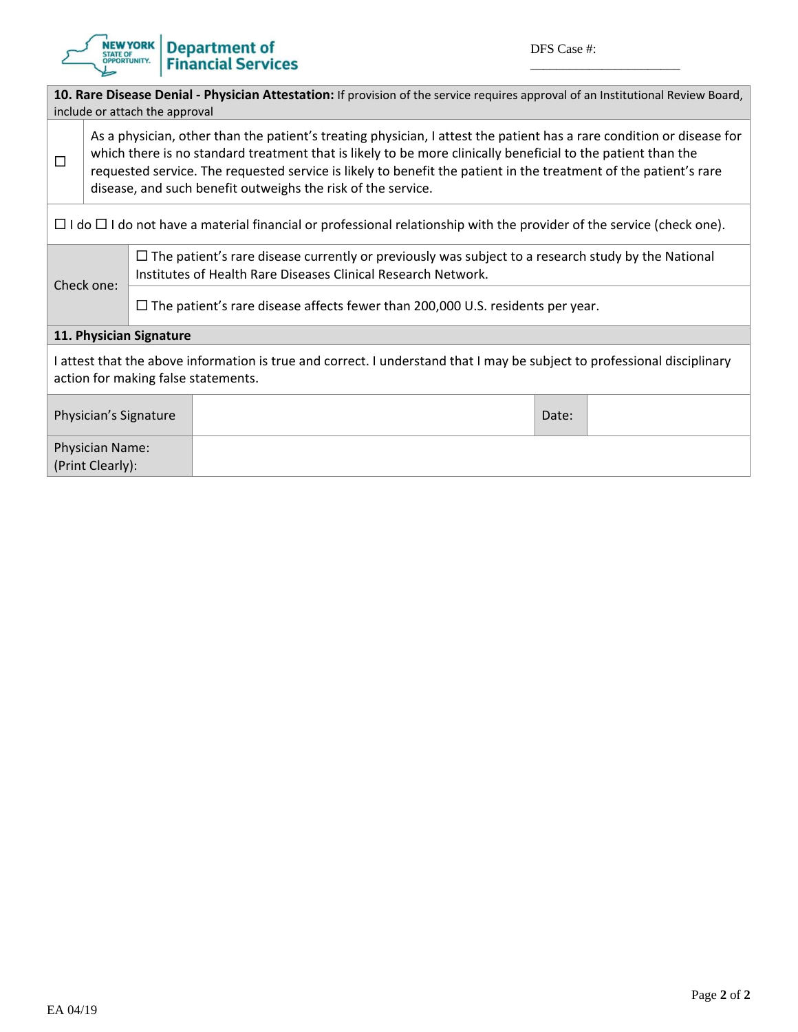DFS Case #: \_\_\_\_\_\_\_\_\_\_\_\_\_\_\_\_\_\_\_\_\_\_\_\_

| **10. Rare Disease Denial - Physician Attestation:** If provision of the service requires approval of an Institutional Review Board, include or attach the approval | |
|---|---|
| ☐ | As a physician, other than the patient's treating physician, I attest the patient has a rare condition or disease for which there is no standard treatment that is likely to be more clinically beneficial to the patient than the requested service. The requested service is likely to benefit the patient in the treatment of the patient's rare disease, and such benefit outweighs the risk of the service. |
| ☐ I do ☐ I do not have a material financial or professional relationship with the provider of the service (check one). | |
| Check one: | ☐ The patient's rare disease currently or previously was subject to a research study by the National Institutes of Health Rare Diseases Clinical Research Network. |
| | ☐ The patient's rare disease affects fewer than 200,000 U.S. residents per year. |

| **11. Physician Signature** | | | |
|---|---|---|---|
| I attest that the above information is true and correct. I understand that I may be subject to professional disciplinary action for making false statements. | | | |
| Physician's Signature | | Date: | |
| Physician Name: (Print Clearly): | | | |

EA 04/19